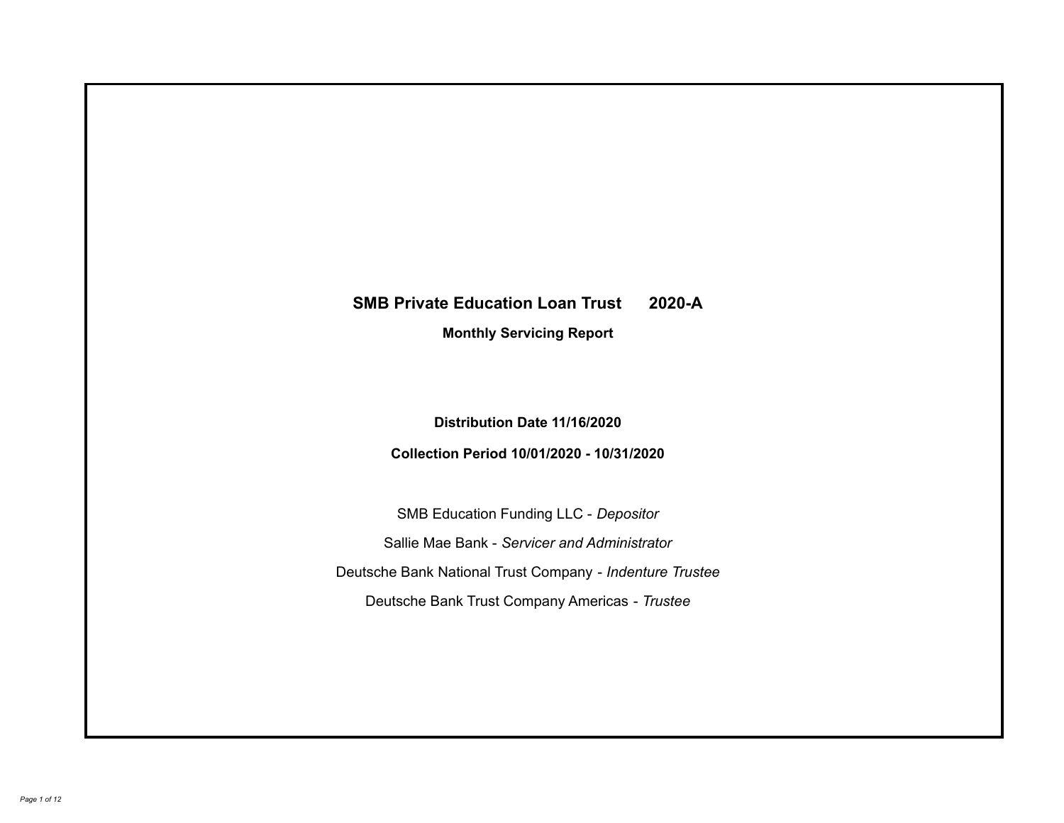# SMB Private Education Loan Trust 2020-A

**Monthly Servicing Report**

**Distribution Date 11/16/2020**

**Collection Period 10/01/2020 - 10/31/2020**

SMB Education Funding LLC - *Depositor*

Sallie Mae Bank - *Servicer and Administrator*

Deutsche Bank National Trust Company - *Indenture Trustee*

Deutsche Bank Trust Company Americas - *Trustee*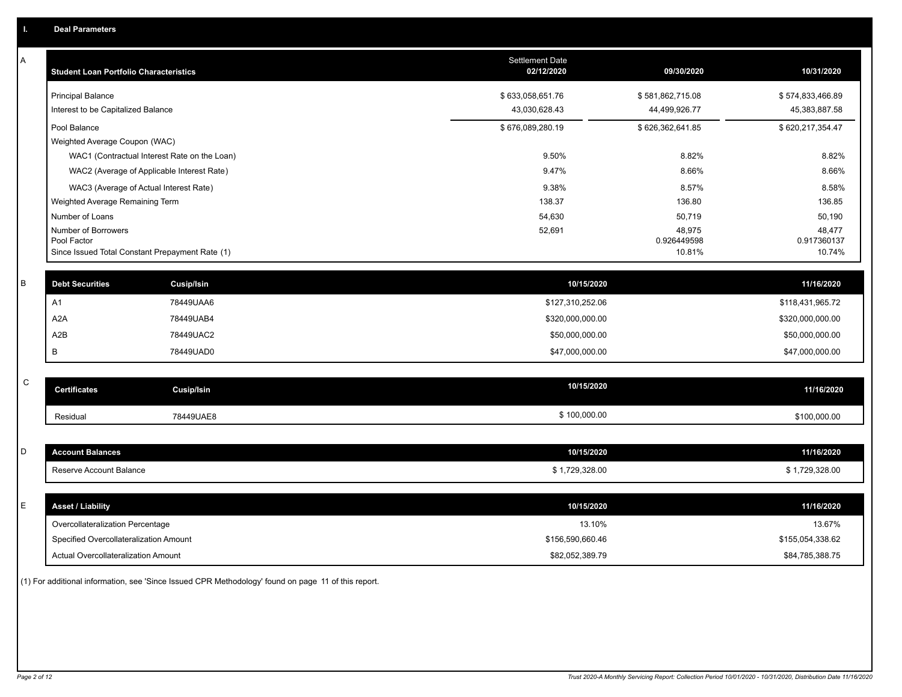## I. Deal Parameters

### A

| Student Loan Portfolio Characteristics | Settlement Date 02/12/2020 | 09/30/2020 | 10/31/2020 |
|---|---|---|---|
| Principal Balance | $ 633,058,651.76 | $ 581,862,715.08 | $ 574,833,466.89 |
| Interest to be Capitalized Balance | 43,030,628.43 | 44,499,926.77 | 45,383,887.58 |
| Pool Balance | $ 676,089,280.19 | $ 626,362,641.85 | $ 620,217,354.47 |
| Weighted Average Coupon (WAC) | | | |
| WAC1 (Contractual Interest Rate on the Loan) | 9.50% | 8.82% | 8.82% |
| WAC2 (Average of Applicable Interest Rate) | 9.47% | 8.66% | 8.66% |
| WAC3 (Average of Actual Interest Rate) | 9.38% | 8.57% | 8.58% |
| Weighted Average Remaining Term | 138.37 | 136.80 | 136.85 |
| Number of Loans | 54,630 | 50,719 | 50,190 |
| Number of Borrowers | 52,691 | 48,975 | 48,477 |
| Pool Factor | | 0.926449598 | 0.917360137 |
| Since Issued Total Constant Prepayment Rate (1) | | 10.81% | 10.74% |

### B

| Debt Securities | Cusip/Isin | 10/15/2020 | 11/16/2020 |
|---|---|---|---|
| A1 | 78449UAA6 | $127,310,252.06 | $118,431,965.72 |
| A2A | 78449UAB4 | $320,000,000.00 | $320,000,000.00 |
| A2B | 78449UAC2 | $50,000,000.00 | $50,000,000.00 |
| B | 78449UAD0 | $47,000,000.00 | $47,000,000.00 |

### C

| Certificates | Cusip/Isin | 10/15/2020 | 11/16/2020 |
|---|---|---|---|
| Residual | 78449UAE8 | $ 100,000.00 | $100,000.00 |

### D

| Account Balances | 10/15/2020 | 11/16/2020 |
|---|---|---|
| Reserve Account Balance | $ 1,729,328.00 | $ 1,729,328.00 |

### E

| Asset / Liability | 10/15/2020 | 11/16/2020 |
|---|---|---|
| Overcollateralization Percentage | 13.10% | 13.67% |
| Specified Overcollateralization Amount | $156,590,660.46 | $155,054,338.62 |
| Actual Overcollateralization Amount | $82,052,389.79 | $84,785,388.75 |

(1) For additional information, see 'Since Issued CPR Methodology' found on page 11 of this report.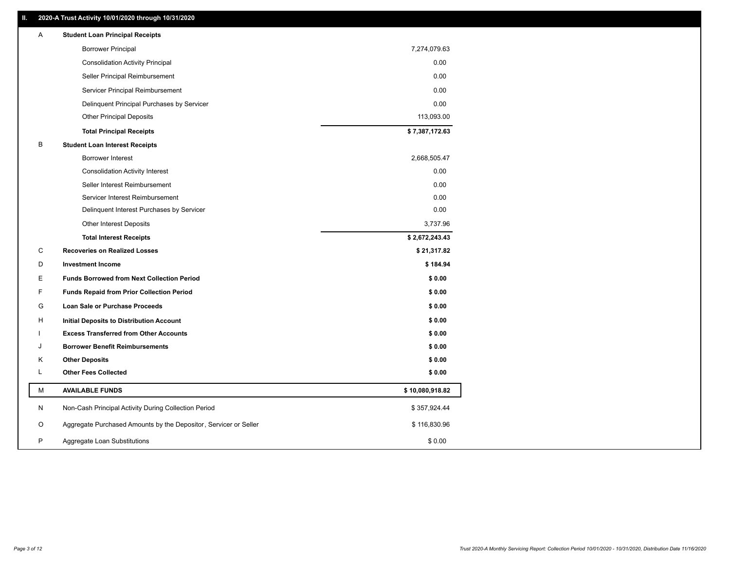## II. 2020-A Trust Activity 10/01/2020 through 10/31/2020

| | | |
|---|---|---|
| A | **Student Loan Principal Receipts** | |
| | Borrower Principal | 7,274,079.63 |
| | Consolidation Activity Principal | 0.00 |
| | Seller Principal Reimbursement | 0.00 |
| | Servicer Principal Reimbursement | 0.00 |
| | Delinquent Principal Purchases by Servicer | 0.00 |
| | Other Principal Deposits | 113,093.00 |
| | **Total Principal Receipts** | **$ 7,387,172.63** |
| B | **Student Loan Interest Receipts** | |
| | Borrower Interest | 2,668,505.47 |
| | Consolidation Activity Interest | 0.00 |
| | Seller Interest Reimbursement | 0.00 |
| | Servicer Interest Reimbursement | 0.00 |
| | Delinquent Interest Purchases by Servicer | 0.00 |
| | Other Interest Deposits | 3,737.96 |
| | **Total Interest Receipts** | **$ 2,672,243.43** |
| C | **Recoveries on Realized Losses** | **$ 21,317.82** |
| D | **Investment Income** | **$ 184.94** |
| E | **Funds Borrowed from Next Collection Period** | **$ 0.00** |
| F | **Funds Repaid from Prior Collection Period** | **$ 0.00** |
| G | **Loan Sale or Purchase Proceeds** | **$ 0.00** |
| H | **Initial Deposits to Distribution Account** | **$ 0.00** |
| I | **Excess Transferred from Other Accounts** | **$ 0.00** |
| J | **Borrower Benefit Reimbursements** | **$ 0.00** |
| K | **Other Deposits** | **$ 0.00** |
| L | **Other Fees Collected** | **$ 0.00** |
| M | **AVAILABLE FUNDS** | **$ 10,080,918.82** |
| N | Non-Cash Principal Activity During Collection Period | $ 357,924.44 |
| O | Aggregate Purchased Amounts by the Depositor, Servicer or Seller | $ 116,830.96 |
| P | Aggregate Loan Substitutions | $ 0.00 |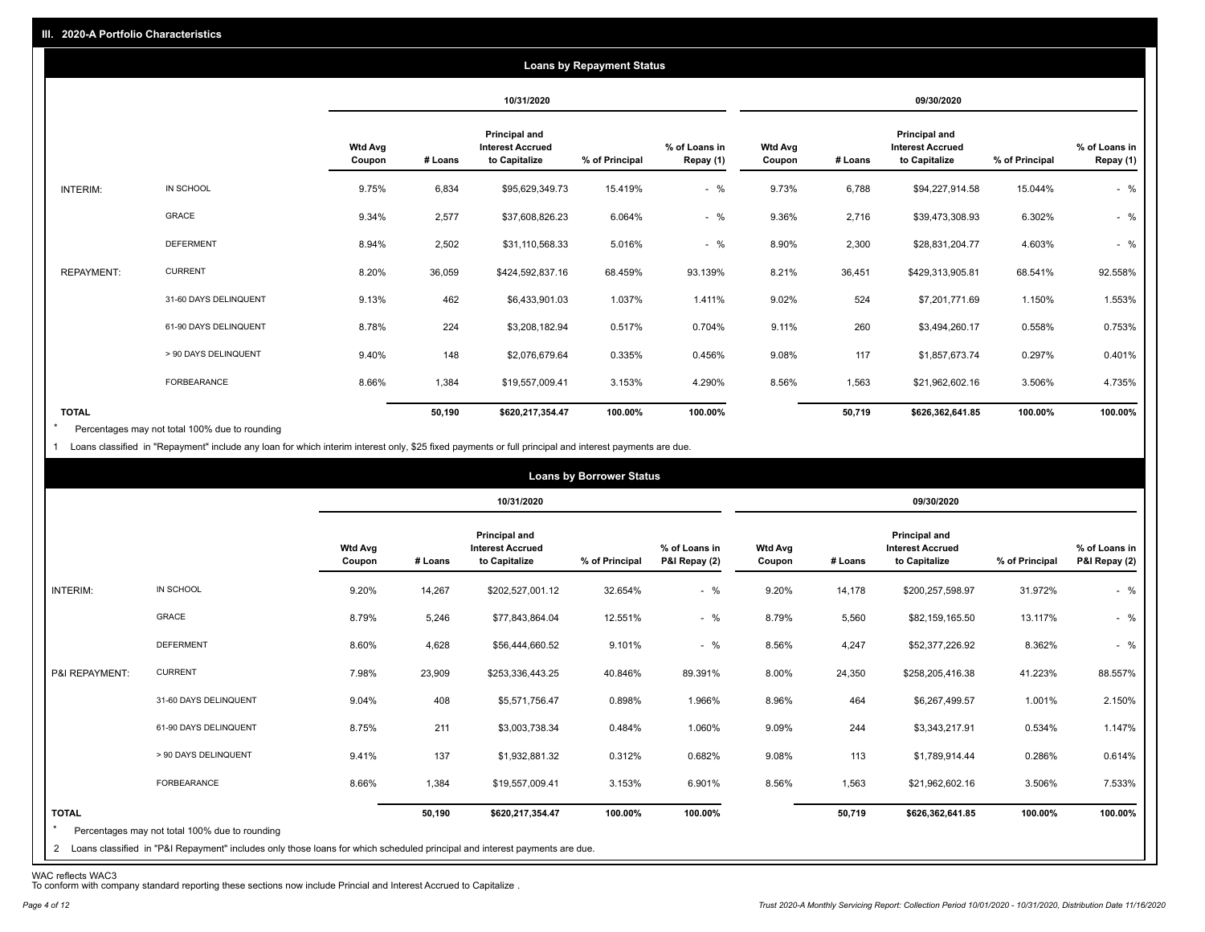## III. 2020-A Portfolio Characteristics

### Loans by Repayment Status

| | | 10/31/2020 | | | | | 09/30/2020 | | | | |
|---|---|---|---|---|---|---|---|---|---|---|---|
| | | Wtd Avg Coupon | # Loans | Principal and Interest Accrued to Capitalize | % of Principal | % of Loans in Repay (1) | Wtd Avg Coupon | # Loans | Principal and Interest Accrued to Capitalize | % of Principal | % of Loans in Repay (1) |
| INTERIM: | IN SCHOOL | 9.75% | 6,834 | $95,629,349.73 | 15.419% | - % | 9.73% | 6,788 | $94,227,914.58 | 15.044% | - % |
| | GRACE | 9.34% | 2,577 | $37,608,826.23 | 6.064% | - % | 9.36% | 2,716 | $39,473,308.93 | 6.302% | - % |
| | DEFERMENT | 8.94% | 2,502 | $31,110,568.33 | 5.016% | - % | 8.90% | 2,300 | $28,831,204.77 | 4.603% | - % |
| REPAYMENT: | CURRENT | 8.20% | 36,059 | $424,592,837.16 | 68.459% | 93.139% | 8.21% | 36,451 | $429,313,905.81 | 68.541% | 92.558% |
| | 31-60 DAYS DELINQUENT | 9.13% | 462 | $6,433,901.03 | 1.037% | 1.411% | 9.02% | 524 | $7,201,771.69 | 1.150% | 1.553% |
| | 61-90 DAYS DELINQUENT | 8.78% | 224 | $3,208,182.94 | 0.517% | 0.704% | 9.11% | 260 | $3,494,260.17 | 0.558% | 0.753% |
| | > 90 DAYS DELINQUENT | 9.40% | 148 | $2,076,679.64 | 0.335% | 0.456% | 9.08% | 117 | $1,857,673.74 | 0.297% | 0.401% |
| | FORBEARANCE | 8.66% | 1,384 | $19,557,009.41 | 3.153% | 4.290% | 8.56% | 1,563 | $21,962,602.16 | 3.506% | 4.735% |
| TOTAL | | | 50,190 | $620,217,354.47 | 100.00% | 100.00% | | 50,719 | $626,362,641.85 | 100.00% | 100.00% |

\* Percentages may not total 100% due to rounding

1 Loans classified in "Repayment" include any loan for which interim interest only, $25 fixed payments or full principal and interest payments are due.

### Loans by Borrower Status

| | | 10/31/2020 | | | | | 09/30/2020 | | | | |
|---|---|---|---|---|---|---|---|---|---|---|---|
| | | Wtd Avg Coupon | # Loans | Principal and Interest Accrued to Capitalize | % of Principal | % of Loans in P&I Repay (2) | Wtd Avg Coupon | # Loans | Principal and Interest Accrued to Capitalize | % of Principal | % of Loans in P&I Repay (2) |
| INTERIM: | IN SCHOOL | 9.20% | 14,267 | $202,527,001.12 | 32.654% | - % | 9.20% | 14,178 | $200,257,598.97 | 31.972% | - % |
| | GRACE | 8.79% | 5,246 | $77,843,864.04 | 12.551% | - % | 8.79% | 5,560 | $82,159,165.50 | 13.117% | - % |
| | DEFERMENT | 8.60% | 4,628 | $56,444,660.52 | 9.101% | - % | 8.56% | 4,247 | $52,377,226.92 | 8.362% | - % |
| P&I REPAYMENT: | CURRENT | 7.98% | 23,909 | $253,336,443.25 | 40.846% | 89.391% | 8.00% | 24,350 | $258,205,416.38 | 41.223% | 88.557% |
| | 31-60 DAYS DELINQUENT | 9.04% | 408 | $5,571,756.47 | 0.898% | 1.966% | 8.96% | 464 | $6,267,499.57 | 1.001% | 2.150% |
| | 61-90 DAYS DELINQUENT | 8.75% | 211 | $3,003,738.34 | 0.484% | 1.060% | 9.09% | 244 | $3,343,217.91 | 0.534% | 1.147% |
| | > 90 DAYS DELINQUENT | 9.41% | 137 | $1,932,881.32 | 0.312% | 0.682% | 9.08% | 113 | $1,789,914.44 | 0.286% | 0.614% |
| | FORBEARANCE | 8.66% | 1,384 | $19,557,009.41 | 3.153% | 6.901% | 8.56% | 1,563 | $21,962,602.16 | 3.506% | 7.533% |
| TOTAL | | | 50,190 | $620,217,354.47 | 100.00% | 100.00% | | 50,719 | $626,362,641.85 | 100.00% | 100.00% |

\* Percentages may not total 100% due to rounding

2 Loans classified in "P&I Repayment" includes only those loans for which scheduled principal and interest payments are due.

WAC reflects WAC3

To conform with company standard reporting these sections now include Princial and Interest Accrued to Capitalize .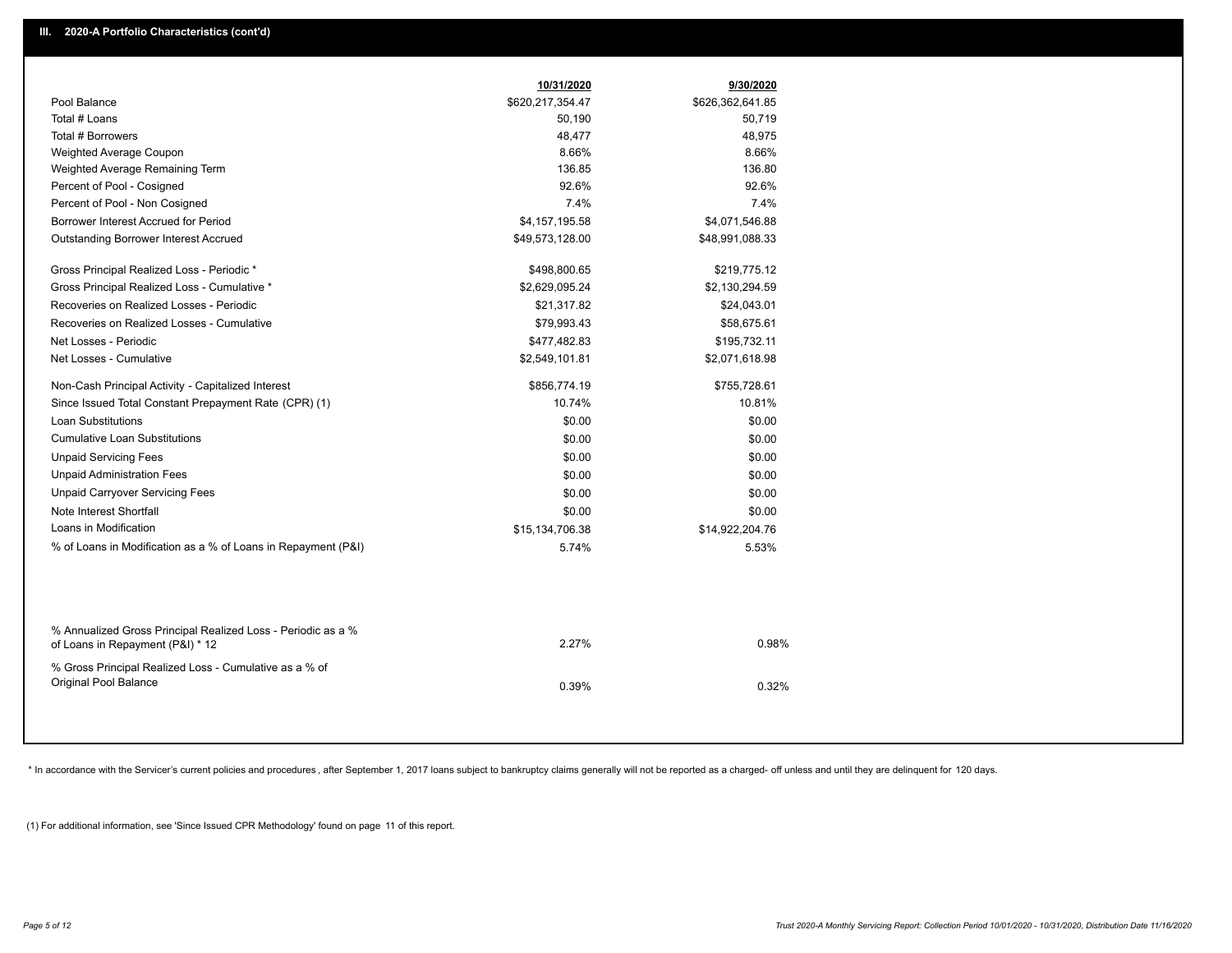## III. 2020-A Portfolio Characteristics (cont'd)

| | 10/31/2020 | 9/30/2020 |
|---|---|---|
| Pool Balance | $620,217,354.47 | $626,362,641.85 |
| Total # Loans | 50,190 | 50,719 |
| Total # Borrowers | 48,477 | 48,975 |
| Weighted Average Coupon | 8.66% | 8.66% |
| Weighted Average Remaining Term | 136.85 | 136.80 |
| Percent of Pool - Cosigned | 92.6% | 92.6% |
| Percent of Pool - Non Cosigned | 7.4% | 7.4% |
| Borrower Interest Accrued for Period | $4,157,195.58 | $4,071,546.88 |
| Outstanding Borrower Interest Accrued | $49,573,128.00 | $48,991,088.33 |
| Gross Principal Realized Loss - Periodic * | $498,800.65 | $219,775.12 |
| Gross Principal Realized Loss - Cumulative * | $2,629,095.24 | $2,130,294.59 |
| Recoveries on Realized Losses - Periodic | $21,317.82 | $24,043.01 |
| Recoveries on Realized Losses - Cumulative | $79,993.43 | $58,675.61 |
| Net Losses - Periodic | $477,482.83 | $195,732.11 |
| Net Losses - Cumulative | $2,549,101.81 | $2,071,618.98 |
| Non-Cash Principal Activity - Capitalized Interest | $856,774.19 | $755,728.61 |
| Since Issued Total Constant Prepayment Rate (CPR) (1) | 10.74% | 10.81% |
| Loan Substitutions | $0.00 | $0.00 |
| Cumulative Loan Substitutions | $0.00 | $0.00 |
| Unpaid Servicing Fees | $0.00 | $0.00 |
| Unpaid Administration Fees | $0.00 | $0.00 |
| Unpaid Carryover Servicing Fees | $0.00 | $0.00 |
| Note Interest Shortfall | $0.00 | $0.00 |
| Loans in Modification | $15,134,706.38 | $14,922,204.76 |
| % of Loans in Modification as a % of Loans in Repayment (P&I) | 5.74% | 5.53% |
| % Annualized Gross Principal Realized Loss - Periodic as a % of Loans in Repayment (P&I) * 12 | 2.27% | 0.98% |
| % Gross Principal Realized Loss - Cumulative as a % of Original Pool Balance | 0.39% | 0.32% |

* In accordance with the Servicer's current policies and procedures, after September 1, 2017 loans subject to bankruptcy claims generally will not be reported as a charged- off unless and until they are delinquent for 120 days.

(1) For additional information, see 'Since Issued CPR Methodology' found on page 11 of this report.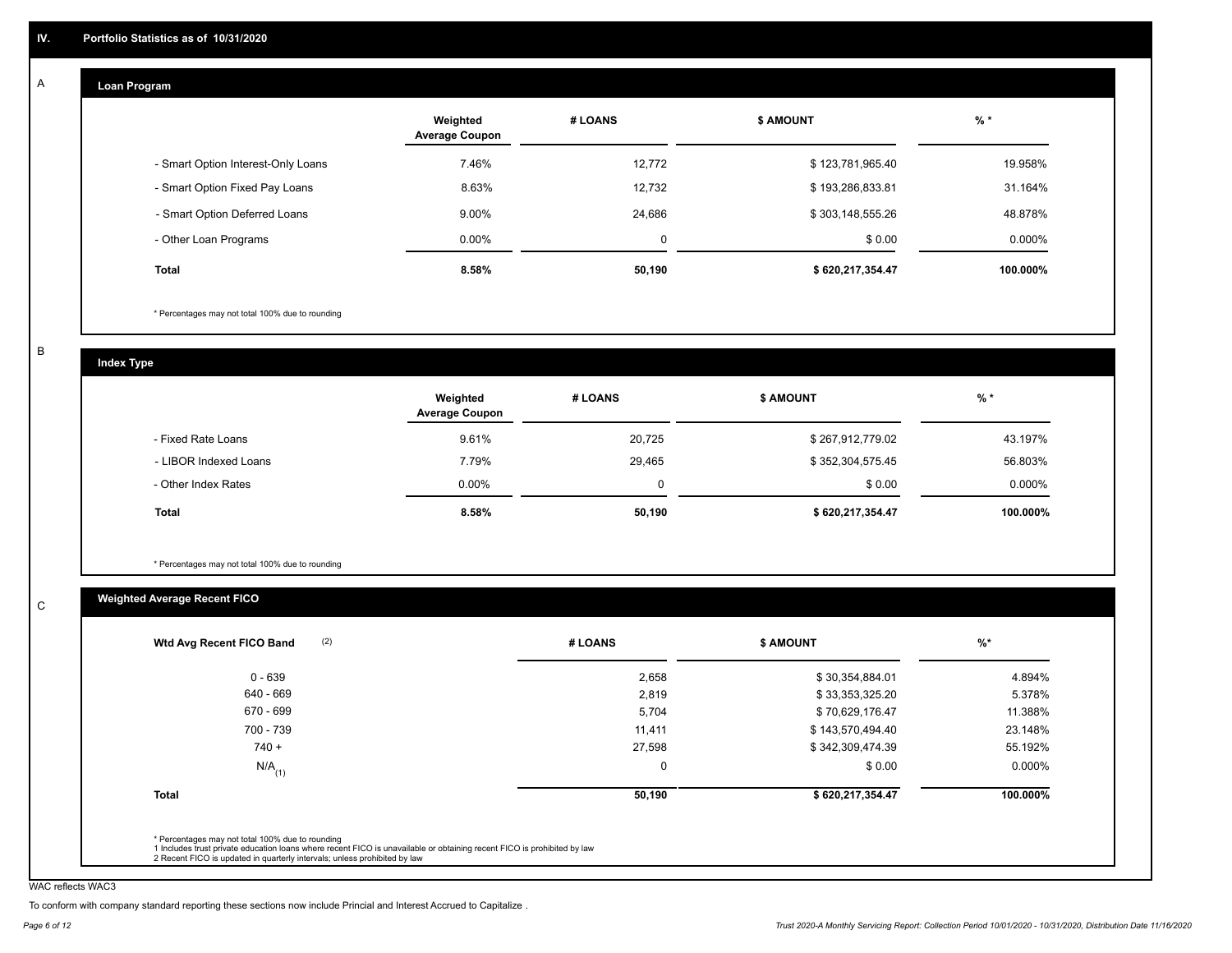## IV. Portfolio Statistics as of 10/31/2020

### A

**Loan Program**

| | Weighted Average Coupon | # LOANS | $ AMOUNT | % * |
|---|---|---|---|---|
| - Smart Option Interest-Only Loans | 7.46% | 12,772 | $ 123,781,965.40 | 19.958% |
| - Smart Option Fixed Pay Loans | 8.63% | 12,732 | $ 193,286,833.81 | 31.164% |
| - Smart Option Deferred Loans | 9.00% | 24,686 | $ 303,148,555.26 | 48.878% |
| - Other Loan Programs | 0.00% | 0 | $ 0.00 | 0.000% |
| **Total** | **8.58%** | **50,190** | **$ 620,217,354.47** | **100.000%** |

\* Percentages may not total 100% due to rounding

### B

**Index Type**

| | Weighted Average Coupon | # LOANS | $ AMOUNT | % * |
|---|---|---|---|---|
| - Fixed Rate Loans | 9.61% | 20,725 | $ 267,912,779.02 | 43.197% |
| - LIBOR Indexed Loans | 7.79% | 29,465 | $ 352,304,575.45 | 56.803% |
| - Other Index Rates | 0.00% | 0 | $ 0.00 | 0.000% |
| **Total** | **8.58%** | **50,190** | **$ 620,217,354.47** | **100.000%** |

\* Percentages may not total 100% due to rounding

### C

**Weighted Average Recent FICO**

| Wtd Avg Recent FICO Band (2) | # LOANS | $ AMOUNT | %* |
|---|---|---|---|
| 0 - 639 | 2,658 | $ 30,354,884.01 | 4.894% |
| 640 - 669 | 2,819 | $ 33,353,325.20 | 5.378% |
| 670 - 699 | 5,704 | $ 70,629,176.47 | 11.388% |
| 700 - 739 | 11,411 | $ 143,570,494.40 | 23.148% |
| 740 + | 27,598 | $ 342,309,474.39 | 55.192% |
| N/A (1) | 0 | $ 0.00 | 0.000% |
| **Total** | **50,190** | **$ 620,217,354.47** | **100.000%** |

\* Percentages may not total 100% due to rounding
1 Includes trust private education loans where recent FICO is unavailable or obtaining recent FICO is prohibited by law
2 Recent FICO is updated in quarterly intervals; unless prohibited by law

WAC reflects WAC3

To conform with company standard reporting these sections now include Princial and Interest Accrued to Capitalize .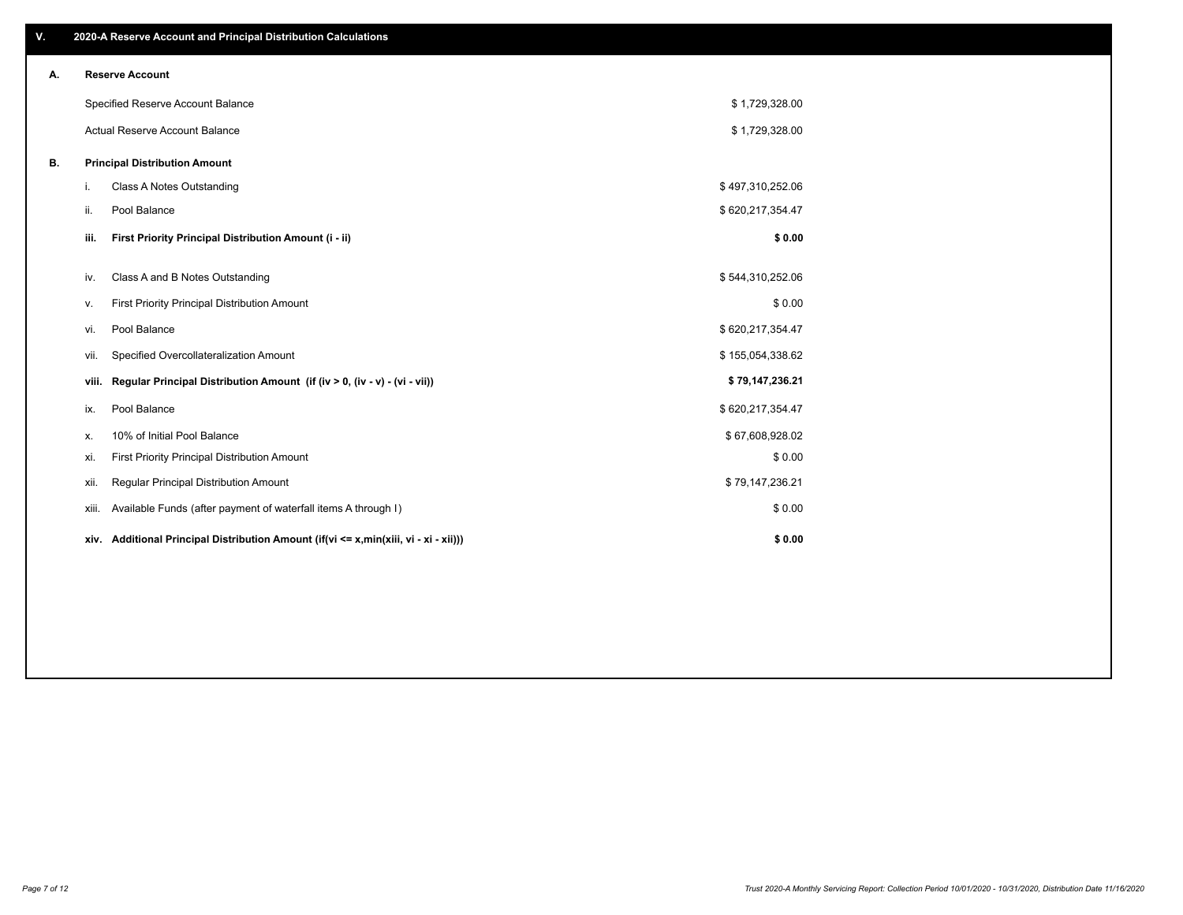## V. 2020-A Reserve Account and Principal Distribution Calculations

### A. Reserve Account

| | |
|---|---|
| Specified Reserve Account Balance | $ 1,729,328.00 |
| Actual Reserve Account Balance | $ 1,729,328.00 |

### B. Principal Distribution Amount

| | | |
|---|---|---|
| i. | Class A Notes Outstanding | $ 497,310,252.06 |
| ii. | Pool Balance | $ 620,217,354.47 |
| **iii.** | **First Priority Principal Distribution Amount (i - ii)** | **$ 0.00** |
| iv. | Class A and B Notes Outstanding | $ 544,310,252.06 |
| v. | First Priority Principal Distribution Amount | $ 0.00 |
| vi. | Pool Balance | $ 620,217,354.47 |
| vii. | Specified Overcollateralization Amount | $ 155,054,338.62 |
| **viii.** | **Regular Principal Distribution Amount (if (iv > 0, (iv - v) - (vi - vii))** | **$ 79,147,236.21** |
| ix. | Pool Balance | $ 620,217,354.47 |
| x. | 10% of Initial Pool Balance | $ 67,608,928.02 |
| xi. | First Priority Principal Distribution Amount | $ 0.00 |
| xii. | Regular Principal Distribution Amount | $ 79,147,236.21 |
| xiii. | Available Funds (after payment of waterfall items A through I) | $ 0.00 |
| **xiv.** | **Additional Principal Distribution Amount (if(vi <= x,min(xiii, vi - xi - xii)))** | **$ 0.00** |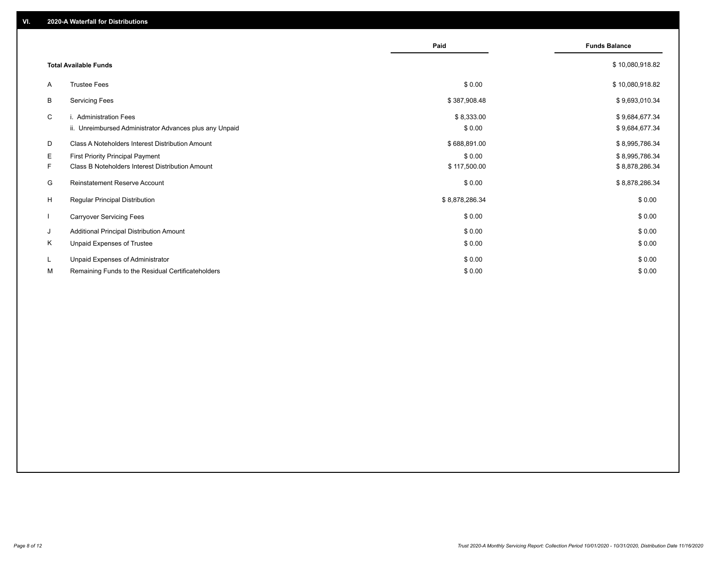## VI. 2020-A Waterfall for Distributions

| | | Paid | Funds Balance |
|---|---|---|---|
| | **Total Available Funds** | | $ 10,080,918.82 |
| A | Trustee Fees | $ 0.00 | $ 10,080,918.82 |
| B | Servicing Fees | $ 387,908.48 | $ 9,693,010.34 |
| C | i. Administration Fees | $ 8,333.00 | $ 9,684,677.34 |
| | ii. Unreimbursed Administrator Advances plus any Unpaid | $ 0.00 | $ 9,684,677.34 |
| D | Class A Noteholders Interest Distribution Amount | $ 688,891.00 | $ 8,995,786.34 |
| E | First Priority Principal Payment | $ 0.00 | $ 8,995,786.34 |
| F | Class B Noteholders Interest Distribution Amount | $ 117,500.00 | $ 8,878,286.34 |
| G | Reinstatement Reserve Account | $ 0.00 | $ 8,878,286.34 |
| H | Regular Principal Distribution | $ 8,878,286.34 | $ 0.00 |
| I | Carryover Servicing Fees | $ 0.00 | $ 0.00 |
| J | Additional Principal Distribution Amount | $ 0.00 | $ 0.00 |
| K | Unpaid Expenses of Trustee | $ 0.00 | $ 0.00 |
| L | Unpaid Expenses of Administrator | $ 0.00 | $ 0.00 |
| M | Remaining Funds to the Residual Certificateholders | $ 0.00 | $ 0.00 |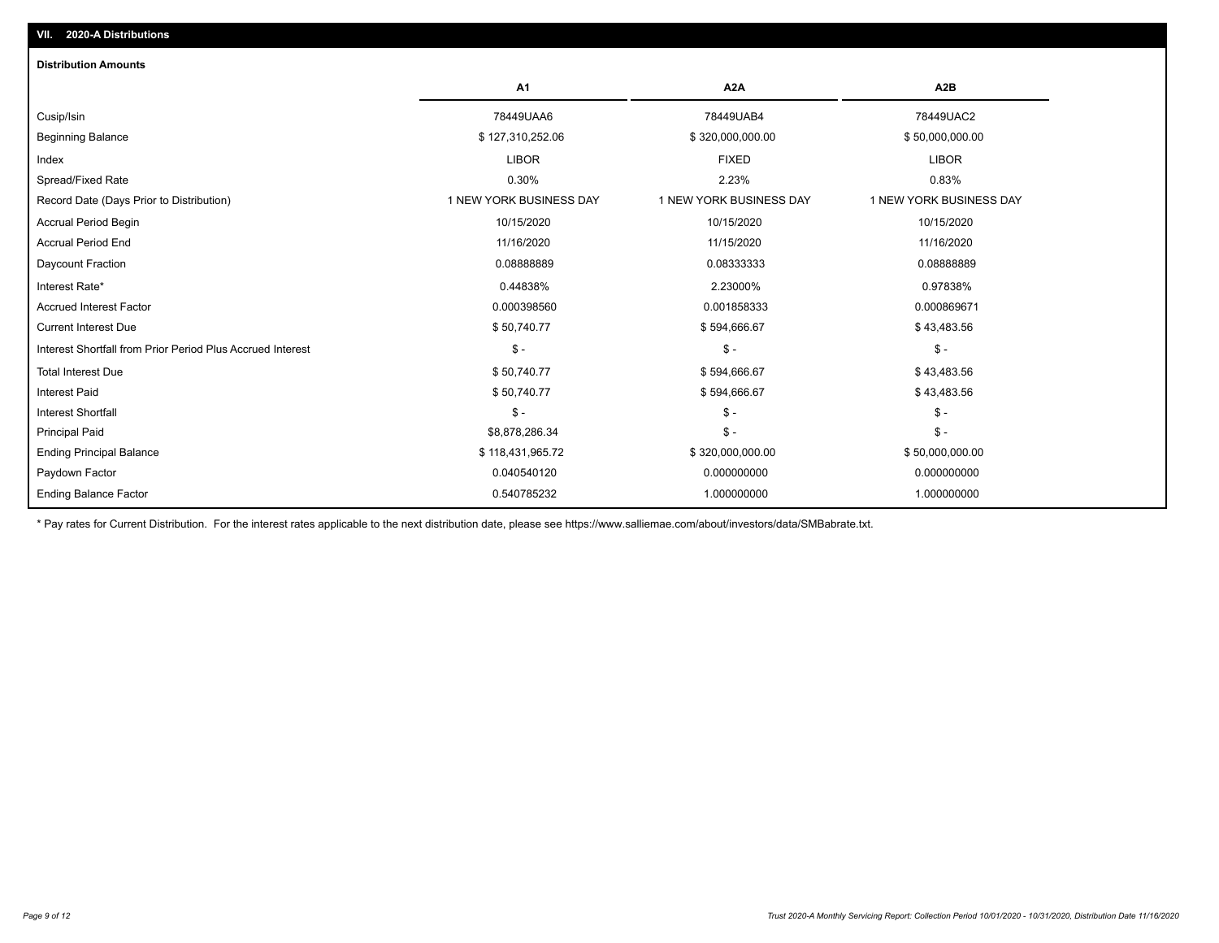## VII. 2020-A Distributions

### Distribution Amounts

| | A1 | A2A | A2B |
|---|---|---|---|
| Cusip/Isin | 78449UAA6 | 78449UAB4 | 78449UAC2 |
| Beginning Balance | $ 127,310,252.06 | $ 320,000,000.00 | $ 50,000,000.00 |
| Index | LIBOR | FIXED | LIBOR |
| Spread/Fixed Rate | 0.30% | 2.23% | 0.83% |
| Record Date (Days Prior to Distribution) | 1 NEW YORK BUSINESS DAY | 1 NEW YORK BUSINESS DAY | 1 NEW YORK BUSINESS DAY |
| Accrual Period Begin | 10/15/2020 | 10/15/2020 | 10/15/2020 |
| Accrual Period End | 11/16/2020 | 11/15/2020 | 11/16/2020 |
| Daycount Fraction | 0.08888889 | 0.08333333 | 0.08888889 |
| Interest Rate* | 0.44838% | 2.23000% | 0.97838% |
| Accrued Interest Factor | 0.000398560 | 0.001858333 | 0.000869671 |
| Current Interest Due | $ 50,740.77 | $ 594,666.67 | $ 43,483.56 |
| Interest Shortfall from Prior Period Plus Accrued Interest | $ - | $ - | $ - |
| Total Interest Due | $ 50,740.77 | $ 594,666.67 | $ 43,483.56 |
| Interest Paid | $ 50,740.77 | $ 594,666.67 | $ 43,483.56 |
| Interest Shortfall | $ - | $ - | $ - |
| Principal Paid | $8,878,286.34 | $ - | $ - |
| Ending Principal Balance | $ 118,431,965.72 | $ 320,000,000.00 | $ 50,000,000.00 |
| Paydown Factor | 0.040540120 | 0.000000000 | 0.000000000 |
| Ending Balance Factor | 0.540785232 | 1.000000000 | 1.000000000 |

* Pay rates for Current Distribution. For the interest rates applicable to the next distribution date, please see https://www.salliemae.com/about/investors/data/SMBabrate.txt.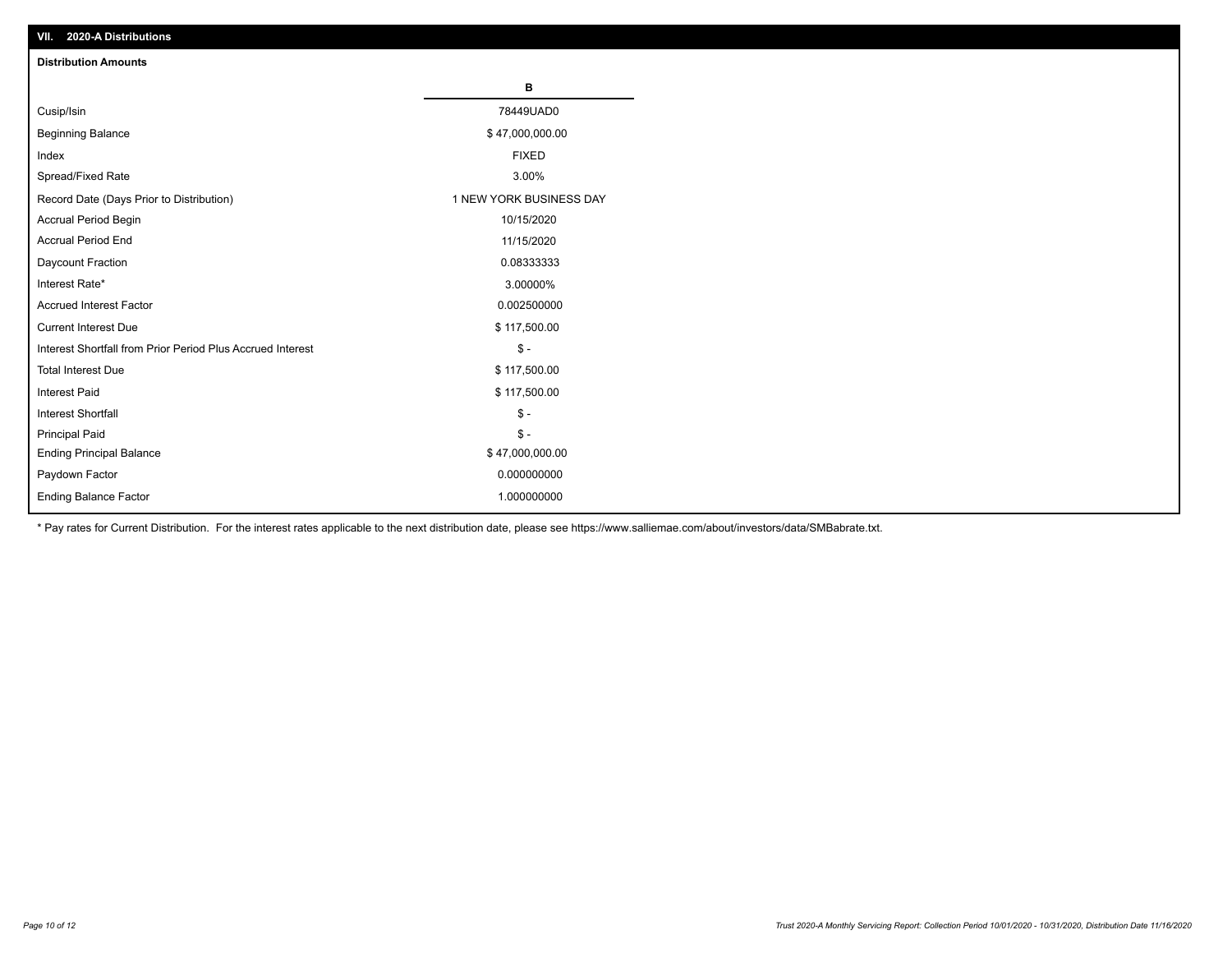## VII. 2020-A Distributions

### Distribution Amounts

| | B |
|---|---|
| Cusip/Isin | 78449UAD0 |
| Beginning Balance | $ 47,000,000.00 |
| Index | FIXED |
| Spread/Fixed Rate | 3.00% |
| Record Date (Days Prior to Distribution) | 1 NEW YORK BUSINESS DAY |
| Accrual Period Begin | 10/15/2020 |
| Accrual Period End | 11/15/2020 |
| Daycount Fraction | 0.08333333 |
| Interest Rate* | 3.00000% |
| Accrued Interest Factor | 0.002500000 |
| Current Interest Due | $ 117,500.00 |
| Interest Shortfall from Prior Period Plus Accrued Interest | $ - |
| Total Interest Due | $ 117,500.00 |
| Interest Paid | $ 117,500.00 |
| Interest Shortfall | $ - |
| Principal Paid | $ - |
| Ending Principal Balance | $ 47,000,000.00 |
| Paydown Factor | 0.000000000 |
| Ending Balance Factor | 1.000000000 |

* Pay rates for Current Distribution. For the interest rates applicable to the next distribution date, please see https://www.salliemae.com/about/investors/data/SMBabrate.txt.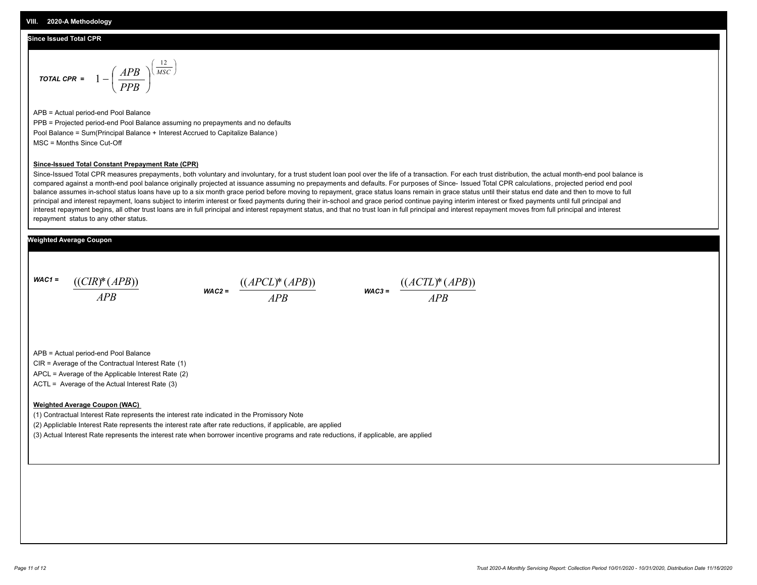## VIII. 2020-A Methodology

### Since Issued Total CPR

***TOTAL CPR =*** $$1 - \left( \frac{APB}{PPB} \right)^{\left( \frac{12}{MSC} \right)}$$

APB = Actual period-end Pool Balance

PPB = Projected period-end Pool Balance assuming no prepayments and no defaults

Pool Balance = Sum(Principal Balance + Interest Accrued to Capitalize Balance)

MSC = Months Since Cut-Off

**<u>Since-Issued Total Constant Prepayment Rate (CPR)</u>**

Since-Issued Total CPR measures prepayments, both voluntary and involuntary, for a trust student loan pool over the life of a transaction. For each trust distribution, the actual month-end pool balance is compared against a month-end pool balance originally projected at issuance assuming no prepayments and defaults. For purposes of Since- Issued Total CPR calculations, projected period end pool balance assumes in-school status loans have up to a six month grace period before moving to repayment, grace status loans remain in grace status until their status end date and then to move to full principal and interest repayment, loans subject to interim interest or fixed payments during their in-school and grace period continue paying interim interest or fixed payments until full principal and interest repayment begins, all other trust loans are in full principal and interest repayment status, and that no trust loan in full principal and interest repayment moves from full principal and interest repayment status to any other status.

### Weighted Average Coupon

***WAC1 =*** $$\frac{((CIR)*(APB))}{APB}$$

***WAC2 =*** $$\frac{((APCL)*(APB))}{APB}$$

***WAC3 =*** $$\frac{((ACTL)*(APB))}{APB}$$

APB = Actual period-end Pool Balance

CIR = Average of the Contractual Interest Rate (1)

APCL = Average of the Applicable Interest Rate (2)

ACTL = Average of the Actual Interest Rate (3)

**<u>Weighted Average Coupon (WAC)</u>**

(1) Contractual Interest Rate represents the interest rate indicated in the Promissory Note

(2) Appliclable Interest Rate represents the interest rate after rate reductions, if applicable, are applied

(3) Actual Interest Rate represents the interest rate when borrower incentive programs and rate reductions, if applicable, are applied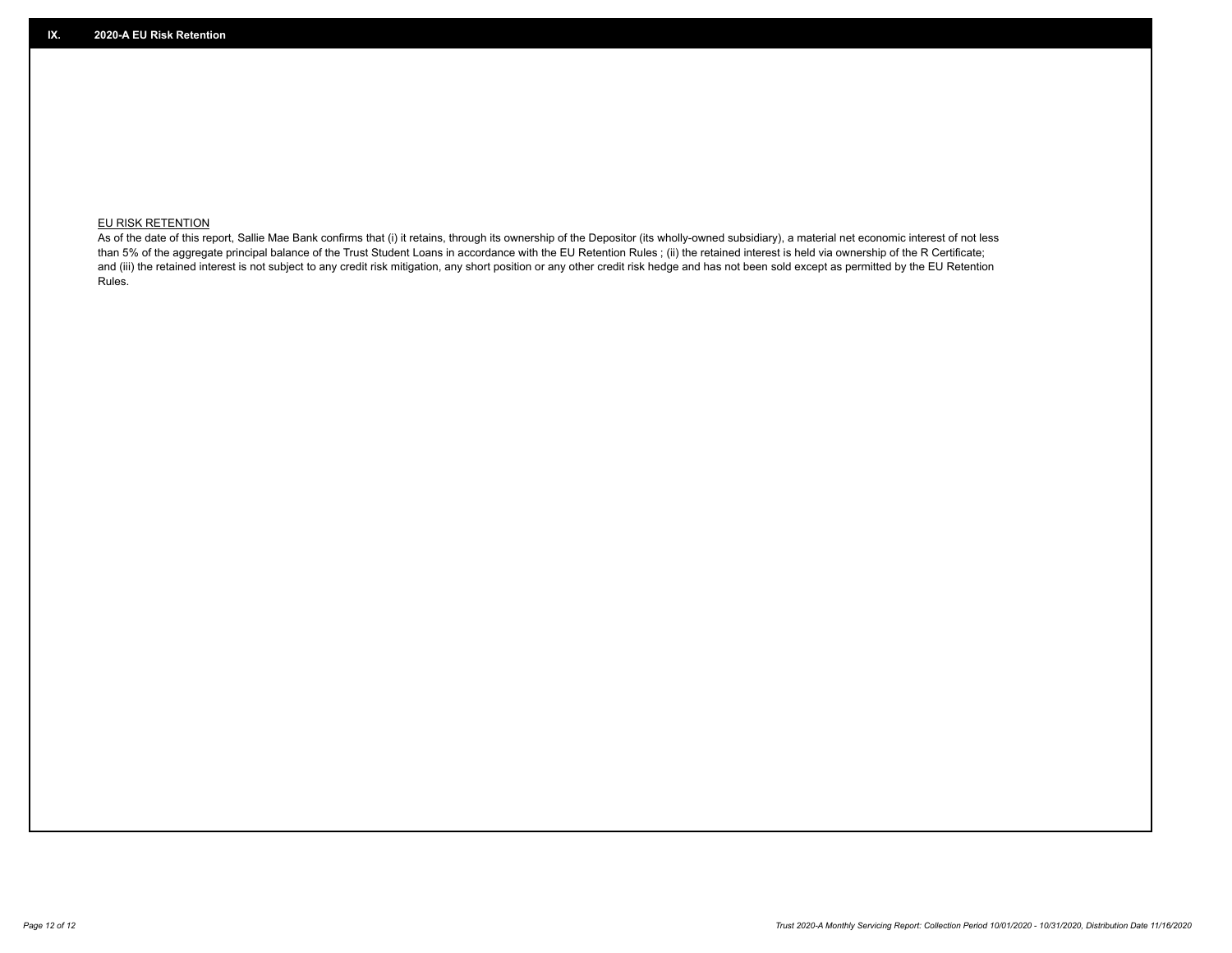## IX. 2020-A EU Risk Retention

EU RISK RETENTION

As of the date of this report, Sallie Mae Bank confirms that (i) it retains, through its ownership of the Depositor (its wholly-owned subsidiary), a material net economic interest of not less than 5% of the aggregate principal balance of the Trust Student Loans in accordance with the EU Retention Rules ; (ii) the retained interest is held via ownership of the R Certificate; and (iii) the retained interest is not subject to any credit risk mitigation, any short position or any other credit risk hedge and has not been sold except as permitted by the EU Retention Rules.